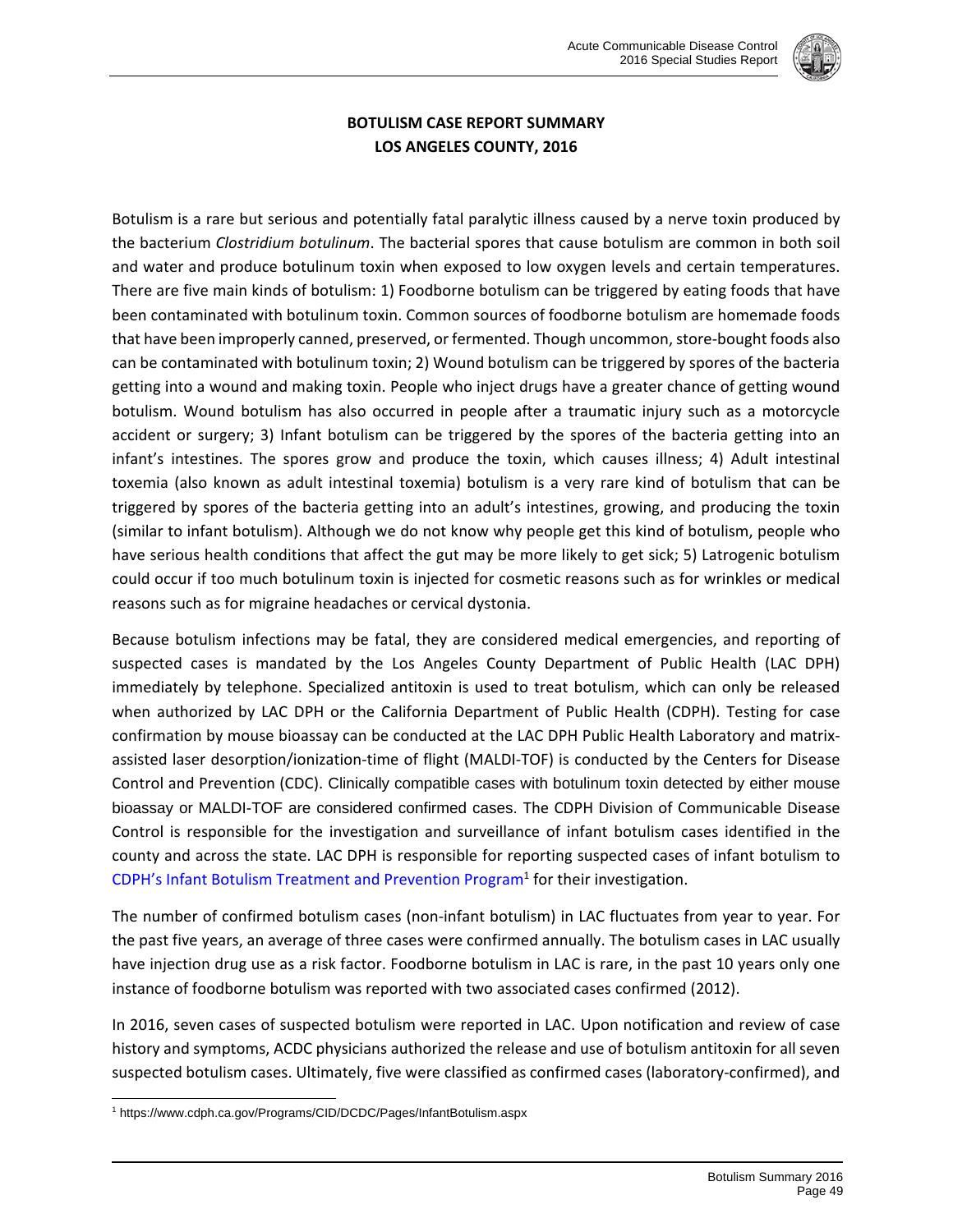## BOTULISM CASE REPORT SUMMARY
## LOS ANGELES COUNTY, 2016

Botulism is a rare but serious and potentially fatal paralytic illness caused by a nerve toxin produced by the bacterium *Clostridium botulinum*. The bacterial spores that cause botulism are common in both soil and water and produce botulinum toxin when exposed to low oxygen levels and certain temperatures. There are five main kinds of botulism: 1) Foodborne botulism can be triggered by eating foods that have been contaminated with botulinum toxin. Common sources of foodborne botulism are homemade foods that have been improperly canned, preserved, or fermented. Though uncommon, store-bought foods also can be contaminated with botulinum toxin; 2) Wound botulism can be triggered by spores of the bacteria getting into a wound and making toxin. People who inject drugs have a greater chance of getting wound botulism. Wound botulism has also occurred in people after a traumatic injury such as a motorcycle accident or surgery; 3) Infant botulism can be triggered by the spores of the bacteria getting into an infant's intestines. The spores grow and produce the toxin, which causes illness; 4) Adult intestinal toxemia (also known as adult intestinal toxemia) botulism is a very rare kind of botulism that can be triggered by spores of the bacteria getting into an adult's intestines, growing, and producing the toxin (similar to infant botulism). Although we do not know why people get this kind of botulism, people who have serious health conditions that affect the gut may be more likely to get sick; 5) Latrogenic botulism could occur if too much botulinum toxin is injected for cosmetic reasons such as for wrinkles or medical reasons such as for migraine headaches or cervical dystonia.

Because botulism infections may be fatal, they are considered medical emergencies, and reporting of suspected cases is mandated by the Los Angeles County Department of Public Health (LAC DPH) immediately by telephone. Specialized antitoxin is used to treat botulism, which can only be released when authorized by LAC DPH or the California Department of Public Health (CDPH). Testing for case confirmation by mouse bioassay can be conducted at the LAC DPH Public Health Laboratory and matrix-assisted laser desorption/ionization-time of flight (MALDI-TOF) is conducted by the Centers for Disease Control and Prevention (CDC). Clinically compatible cases with botulinum toxin detected by either mouse bioassay or MALDI-TOF are considered confirmed cases. The CDPH Division of Communicable Disease Control is responsible for the investigation and surveillance of infant botulism cases identified in the county and across the state. LAC DPH is responsible for reporting suspected cases of infant botulism to CDPH's Infant Botulism Treatment and Prevention Program[1] for their investigation.

The number of confirmed botulism cases (non-infant botulism) in LAC fluctuates from year to year. For the past five years, an average of three cases were confirmed annually. The botulism cases in LAC usually have injection drug use as a risk factor. Foodborne botulism in LAC is rare, in the past 10 years only one instance of foodborne botulism was reported with two associated cases confirmed (2012).

In 2016, seven cases of suspected botulism were reported in LAC. Upon notification and review of case history and symptoms, ACDC physicians authorized the release and use of botulism antitoxin for all seven suspected botulism cases. Ultimately, five were classified as confirmed cases (laboratory-confirmed), and

[1] https://www.cdph.ca.gov/Programs/CID/DCDC/Pages/InfantBotulism.aspx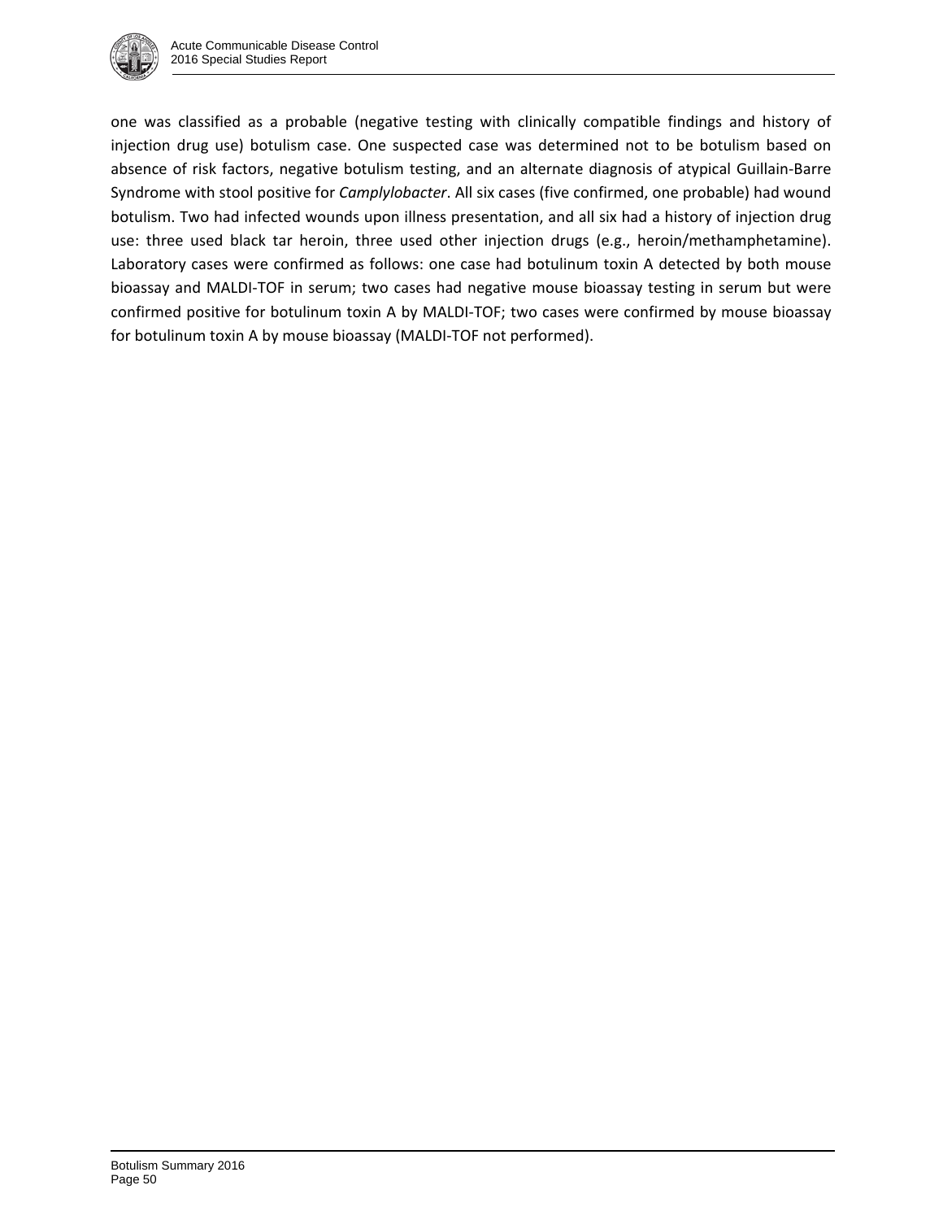one was classified as a probable (negative testing with clinically compatible findings and history of injection drug use) botulism case. One suspected case was determined not to be botulism based on absence of risk factors, negative botulism testing, and an alternate diagnosis of atypical Guillain-Barre Syndrome with stool positive for *Camplylobacter*. All six cases (five confirmed, one probable) had wound botulism. Two had infected wounds upon illness presentation, and all six had a history of injection drug use: three used black tar heroin, three used other injection drugs (e.g., heroin/methamphetamine). Laboratory cases were confirmed as follows: one case had botulinum toxin A detected by both mouse bioassay and MALDI-TOF in serum; two cases had negative mouse bioassay testing in serum but were confirmed positive for botulinum toxin A by MALDI-TOF; two cases were confirmed by mouse bioassay for botulinum toxin A by mouse bioassay (MALDI-TOF not performed).